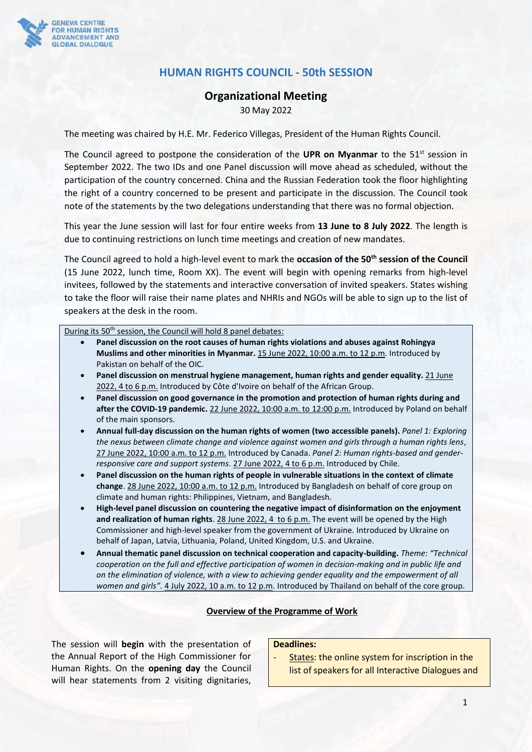GENEVA CENTRE FOR HUMAN RIGHTS ADVANCEMENT AND GLOBAL DIALOGUE

# HUMAN RIGHTS COUNCIL - 50th SESSION

## Organizational Meeting

30 May 2022

The meeting was chaired by H.E. Mr. Federico Villegas, President of the Human Rights Council.

The Council agreed to postpone the consideration of the **UPR on Myanmar** to the 51st session in September 2022. The two IDs and one Panel discussion will move ahead as scheduled, without the participation of the country concerned. China and the Russian Federation took the floor highlighting the right of a country concerned to be present and participate in the discussion. The Council took note of the statements by the two delegations understanding that there was no formal objection.

This year the June session will last for four entire weeks from **13 June to 8 July 2022**. The length is due to continuing restrictions on lunch time meetings and creation of new mandates.

The Council agreed to hold a high-level event to mark the **occasion of the 50th session of the Council** (15 June 2022, lunch time, Room XX). The event will begin with opening remarks from high-level invitees, followed by the statements and interactive conversation of invited speakers. States wishing to take the floor will raise their name plates and NHRIs and NGOs will be able to sign up to the list of speakers at the desk in the room.

During its 50th session, the Council will hold 8 panel debates:

- **Panel discussion on the root causes of human rights violations and abuses against Rohingya Muslims and other minorities in Myanmar.** 15 June 2022, 10:00 a.m. to 12 p.m. Introduced by Pakistan on behalf of the OIC.
- **Panel discussion on menstrual hygiene management, human rights and gender equality.** 21 June 2022, 4 to 6 p.m. Introduced by Côte d'Ivoire on behalf of the African Group.
- **Panel discussion on good governance in the promotion and protection of human rights during and after the COVID-19 pandemic.** 22 June 2022, 10:00 a.m. to 12:00 p.m. Introduced by Poland on behalf of the main sponsors.
- **Annual full-day discussion on the human rights of women (two accessible panels).** *Panel 1: Exploring the nexus between climate change and violence against women and girls through a human rights lens*, 27 June 2022, 10:00 a.m. to 12 p.m. Introduced by Canada. *Panel 2: Human rights-based and gender-responsive care and support systems.* 27 June 2022, 4 to 6 p.m. Introduced by Chile.
- **Panel discussion on the human rights of people in vulnerable situations in the context of climate change**. 28 June 2022, 10:00 a.m. to 12 p.m. Introduced by Bangladesh on behalf of core group on climate and human rights: Philippines, Vietnam, and Bangladesh.
- **High-level panel discussion on countering the negative impact of disinformation on the enjoyment and realization of human rights**. 28 June 2022, 4 to 6 p.m. The event will be opened by the High Commissioner and high-level speaker from the government of Ukraine. Introduced by Ukraine on behalf of Japan, Latvia, Lithuania, Poland, United Kingdom, U.S. and Ukraine.
- **Annual thematic panel discussion on technical cooperation and capacity-building.** *Theme: "Technical cooperation on the full and effective participation of women in decision-making and in public life and on the elimination of violence, with a view to achieving gender equality and the empowerment of all women and girls".* 4 July 2022, 10 a.m. to 12 p.m. Introduced by Thailand on behalf of the core group.

### Overview of the Programme of Work

The session will **begin** with the presentation of the Annual Report of the High Commissioner for Human Rights. On the **opening day** the Council will hear statements from 2 visiting dignitaries,

**Deadlines:**

- States: the online system for inscription in the list of speakers for all Interactive Dialogues and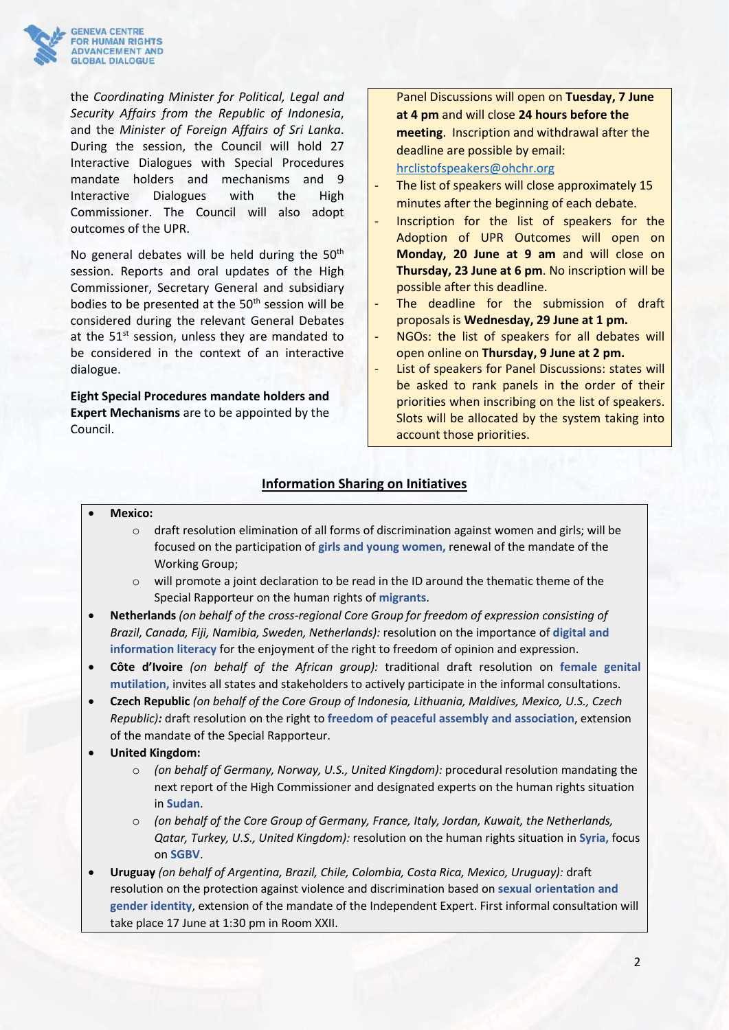the *Coordinating Minister for Political, Legal and Security Affairs from the Republic of Indonesia*, and the *Minister of Foreign Affairs of Sri Lanka*. During the session, the Council will hold 27 Interactive Dialogues with Special Procedures mandate holders and mechanisms and 9 Interactive Dialogues with the High Commissioner. The Council will also adopt outcomes of the UPR.

No general debates will be held during the 50th session. Reports and oral updates of the High Commissioner, Secretary General and subsidiary bodies to be presented at the 50th session will be considered during the relevant General Debates at the 51st session, unless they are mandated to be considered in the context of an interactive dialogue.

**Eight Special Procedures mandate holders and Expert Mechanisms** are to be appointed by the Council.

Panel Discussions will open on **Tuesday, 7 June at 4 pm** and will close **24 hours before the meeting**. Inscription and withdrawal after the deadline are possible by email: hrclistofspeakers@ohchr.org

- The list of speakers will close approximately 15 minutes after the beginning of each debate.
- Inscription for the list of speakers for the Adoption of UPR Outcomes will open on **Monday, 20 June at 9 am** and will close on **Thursday, 23 June at 6 pm**. No inscription will be possible after this deadline.
- The deadline for the submission of draft proposals is **Wednesday, 29 June at 1 pm.**
- NGOs: the list of speakers for all debates will open online on **Thursday, 9 June at 2 pm.**
- List of speakers for Panel Discussions: states will be asked to rank panels in the order of their priorities when inscribing on the list of speakers. Slots will be allocated by the system taking into account those priorities.

## Information Sharing on Initiatives

- **Mexico:**
  - draft resolution elimination of all forms of discrimination against women and girls; will be focused on the participation of **girls and young women,** renewal of the mandate of the Working Group;
  - will promote a joint declaration to be read in the ID around the thematic theme of the Special Rapporteur on the human rights of **migrants**.
- **Netherlands** *(on behalf of the cross-regional Core Group for freedom of expression consisting of Brazil, Canada, Fiji, Namibia, Sweden, Netherlands):* resolution on the importance of **digital and information literacy** for the enjoyment of the right to freedom of opinion and expression.
- **Côte d'Ivoire** *(on behalf of the African group):* traditional draft resolution on **female genital mutilation,** invites all states and stakeholders to actively participate in the informal consultations.
- **Czech Republic** *(on behalf of the Core Group of Indonesia, Lithuania, Maldives, Mexico, U.S., Czech Republic)***:** draft resolution on the right to **freedom of peaceful assembly and association**, extension of the mandate of the Special Rapporteur.
- **United Kingdom:**
  - *(on behalf of Germany, Norway, U.S., United Kingdom):* procedural resolution mandating the next report of the High Commissioner and designated experts on the human rights situation in **Sudan**.
  - *(on behalf of the Core Group of Germany, France, Italy, Jordan, Kuwait, the Netherlands, Qatar, Turkey, U.S., United Kingdom):* resolution on the human rights situation in **Syria,** focus on **SGBV**.
- **Uruguay** *(on behalf of Argentina, Brazil, Chile, Colombia, Costa Rica, Mexico, Uruguay):* draft resolution on the protection against violence and discrimination based on **sexual orientation and gender identity**, extension of the mandate of the Independent Expert. First informal consultation will take place 17 June at 1:30 pm in Room XXII.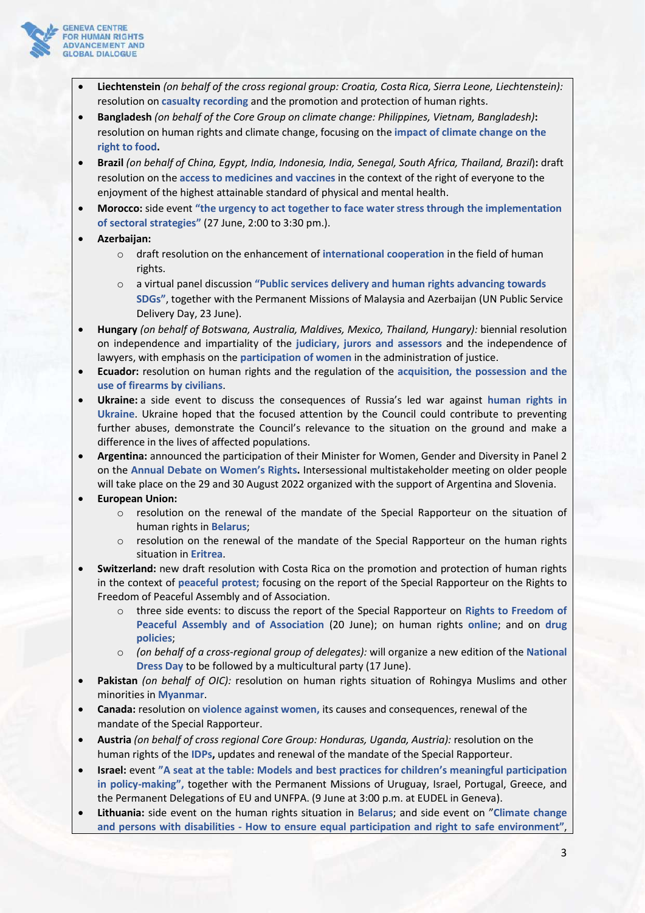- **Liechtenstein** *(on behalf of the cross regional group: Croatia, Costa Rica, Sierra Leone, Liechtenstein):* resolution on **casualty recording** and the promotion and protection of human rights.
- **Bangladesh** *(on behalf of the Core Group on climate change: Philippines, Vietnam, Bangladesh)***:** resolution on human rights and climate change, focusing on the **impact of climate change on the right to food.**
- **Brazil** *(on behalf of China, Egypt, India, Indonesia, India, Senegal, South Africa, Thailand, Brazil*)**:** draft resolution on the **access to medicines and vaccines** in the context of the right of everyone to the enjoyment of the highest attainable standard of physical and mental health.
- **Morocco:** side event **"the urgency to act together to face water stress through the implementation of sectoral strategies"** (27 June, 2:00 to 3:30 pm.).
- **Azerbaijan:**
  - draft resolution on the enhancement of **international cooperation** in the field of human rights.
  - a virtual panel discussion **"Public services delivery and human rights advancing towards SDGs"**, together with the Permanent Missions of Malaysia and Azerbaijan (UN Public Service Delivery Day, 23 June).
- **Hungary** *(on behalf of Botswana, Australia, Maldives, Mexico, Thailand, Hungary):* biennial resolution on independence and impartiality of the **judiciary, jurors and assessors** and the independence of lawyers, with emphasis on the **participation of women** in the administration of justice.
- **Ecuador:** resolution on human rights and the regulation of the **acquisition, the possession and the use of firearms by civilians**.
- **Ukraine:** a side event to discuss the consequences of Russia's led war against **human rights in Ukraine**. Ukraine hoped that the focused attention by the Council could contribute to preventing further abuses, demonstrate the Council's relevance to the situation on the ground and make a difference in the lives of affected populations.
- **Argentina:** announced the participation of their Minister for Women, Gender and Diversity in Panel 2 on the **Annual Debate on Women's Rights.** Intersessional multistakeholder meeting on older people will take place on the 29 and 30 August 2022 organized with the support of Argentina and Slovenia.
- **European Union:**
  - resolution on the renewal of the mandate of the Special Rapporteur on the situation of human rights in **Belarus**;
  - resolution on the renewal of the mandate of the Special Rapporteur on the human rights situation in **Eritrea**.
- **Switzerland:** new draft resolution with Costa Rica on the promotion and protection of human rights in the context of **peaceful protest;** focusing on the report of the Special Rapporteur on the Rights to Freedom of Peaceful Assembly and of Association.
  - three side events: to discuss the report of the Special Rapporteur on **Rights to Freedom of Peaceful Assembly and of Association** (20 June); on human rights **online**; and on **drug policies**;
  - *(on behalf of a cross-regional group of delegates):* will organize a new edition of the **National Dress Day** to be followed by a multicultural party (17 June).
- **Pakistan** *(on behalf of OIC):* resolution on human rights situation of Rohingya Muslims and other minorities in **Myanmar**.
- **Canada:** resolution on **violence against women,** its causes and consequences, renewal of the mandate of the Special Rapporteur.
- **Austria** *(on behalf of cross regional Core Group: Honduras, Uganda, Austria):* resolution on the human rights of the **IDPs,** updates and renewal of the mandate of the Special Rapporteur.
- **Israel:** event **"A seat at the table: Models and best practices for children's meaningful participation in policy-making",** together with the Permanent Missions of Uruguay, Israel, Portugal, Greece, and the Permanent Delegations of EU and UNFPA. (9 June at 3:00 p.m. at EUDEL in Geneva).
- **Lithuania:** side event on the human rights situation in **Belarus**; and side event on **"Climate change and persons with disabilities - How to ensure equal participation and right to safe environment"**,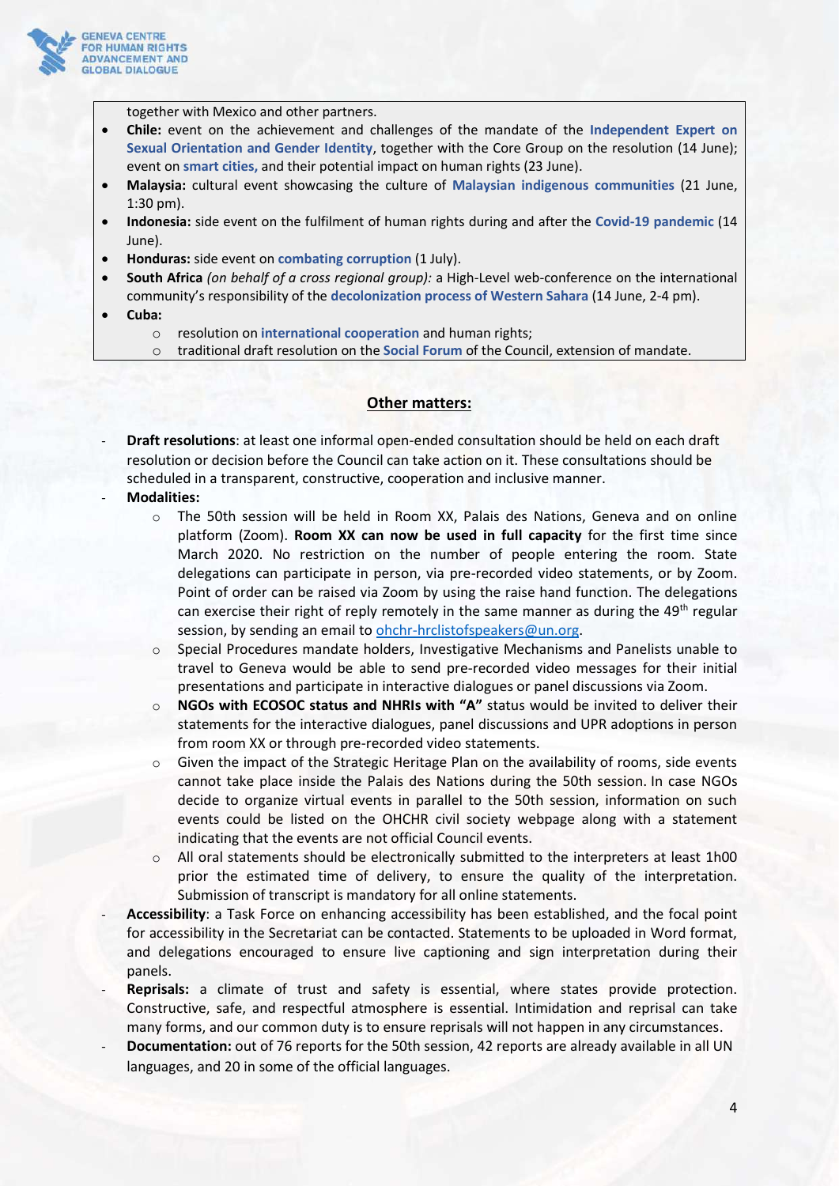together with Mexico and other partners.

- **Chile:** event on the achievement and challenges of the mandate of the **Independent Expert on Sexual Orientation and Gender Identity**, together with the Core Group on the resolution (14 June); event on **smart cities**, and their potential impact on human rights (23 June).
- **Malaysia:** cultural event showcasing the culture of **Malaysian indigenous communities** (21 June, 1:30 pm).
- **Indonesia:** side event on the fulfilment of human rights during and after the **Covid-19 pandemic** (14 June).
- **Honduras:** side event on **combating corruption** (1 July).
- **South Africa** *(on behalf of a cross regional group):* a High-Level web-conference on the international community's responsibility of the **decolonization process of Western Sahara** (14 June, 2-4 pm).
- **Cuba:**
  - resolution on **international cooperation** and human rights;
  - traditional draft resolution on the **Social Forum** of the Council, extension of mandate.

## Other matters:

- **Draft resolutions**: at least one informal open-ended consultation should be held on each draft resolution or decision before the Council can take action on it. These consultations should be scheduled in a transparent, constructive, cooperation and inclusive manner.
- **Modalities:**
  - The 50th session will be held in Room XX, Palais des Nations, Geneva and on online platform (Zoom). **Room XX can now be used in full capacity** for the first time since March 2020. No restriction on the number of people entering the room. State delegations can participate in person, via pre-recorded video statements, or by Zoom. Point of order can be raised via Zoom by using the raise hand function. The delegations can exercise their right of reply remotely in the same manner as during the 49th regular session, by sending an email to ohchr-hrclistofspeakers@un.org.
  - Special Procedures mandate holders, Investigative Mechanisms and Panelists unable to travel to Geneva would be able to send pre-recorded video messages for their initial presentations and participate in interactive dialogues or panel discussions via Zoom.
  - **NGOs with ECOSOC status and NHRIs with "A"** status would be invited to deliver their statements for the interactive dialogues, panel discussions and UPR adoptions in person from room XX or through pre-recorded video statements.
  - Given the impact of the Strategic Heritage Plan on the availability of rooms, side events cannot take place inside the Palais des Nations during the 50th session. In case NGOs decide to organize virtual events in parallel to the 50th session, information on such events could be listed on the OHCHR civil society webpage along with a statement indicating that the events are not official Council events.
  - All oral statements should be electronically submitted to the interpreters at least 1h00 prior the estimated time of delivery, to ensure the quality of the interpretation. Submission of transcript is mandatory for all online statements.
- **Accessibility**: a Task Force on enhancing accessibility has been established, and the focal point for accessibility in the Secretariat can be contacted. Statements to be uploaded in Word format, and delegations encouraged to ensure live captioning and sign interpretation during their panels.
- **Reprisals:** a climate of trust and safety is essential, where states provide protection. Constructive, safe, and respectful atmosphere is essential. Intimidation and reprisal can take many forms, and our common duty is to ensure reprisals will not happen in any circumstances.
- **Documentation:** out of 76 reports for the 50th session, 42 reports are already available in all UN languages, and 20 in some of the official languages.